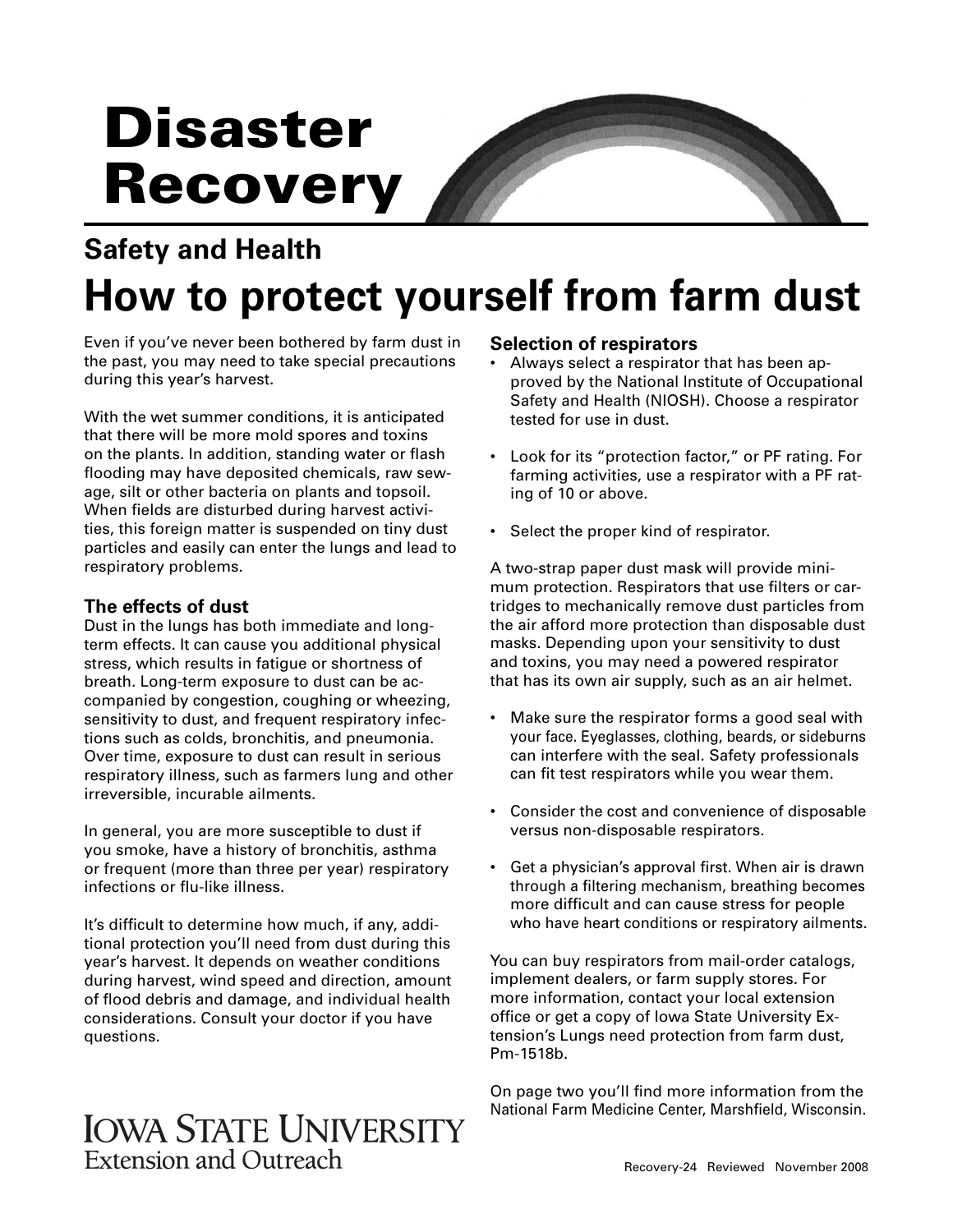# Disaster Recovery

## Safety and Health

# How to protect yourself from farm dust

Even if you've never been bothered by farm dust in the past, you may need to take special precautions during this year's harvest.

With the wet summer conditions, it is anticipated that there will be more mold spores and toxins on the plants. In addition, standing water or flash flooding may have deposited chemicals, raw sewage, silt or other bacteria on plants and topsoil. When fields are disturbed during harvest activities, this foreign matter is suspended on tiny dust particles and easily can enter the lungs and lead to respiratory problems.

### The effects of dust

Dust in the lungs has both immediate and long-term effects. It can cause you additional physical stress, which results in fatigue or shortness of breath. Long-term exposure to dust can be accompanied by congestion, coughing or wheezing, sensitivity to dust, and frequent respiratory infections such as colds, bronchitis, and pneumonia. Over time, exposure to dust can result in serious respiratory illness, such as farmers lung and other irreversible, incurable ailments.

In general, you are more susceptible to dust if you smoke, have a history of bronchitis, asthma or frequent (more than three per year) respiratory infections or flu-like illness.

It's difficult to determine how much, if any, additional protection you'll need from dust during this year's harvest. It depends on weather conditions during harvest, wind speed and direction, amount of flood debris and damage, and individual health considerations. Consult your doctor if you have questions.

### Selection of respirators

- Always select a respirator that has been approved by the National Institute of Occupational Safety and Health (NIOSH). Choose a respirator tested for use in dust.
- Look for its "protection factor," or PF rating. For farming activities, use a respirator with a PF rating of 10 or above.
- Select the proper kind of respirator.

A two-strap paper dust mask will provide minimum protection. Respirators that use filters or cartridges to mechanically remove dust particles from the air afford more protection than disposable dust masks. Depending upon your sensitivity to dust and toxins, you may need a powered respirator that has its own air supply, such as an air helmet.

- Make sure the respirator forms a good seal with your face. Eyeglasses, clothing, beards, or sideburns can interfere with the seal. Safety professionals can fit test respirators while you wear them.
- Consider the cost and convenience of disposable versus non-disposable respirators.
- Get a physician's approval first. When air is drawn through a filtering mechanism, breathing becomes more difficult and can cause stress for people who have heart conditions or respiratory ailments.

You can buy respirators from mail-order catalogs, implement dealers, or farm supply stores. For more information, contact your local extension office or get a copy of Iowa State University Extension's Lungs need protection from farm dust, Pm-1518b.

On page two you'll find more information from the National Farm Medicine Center, Marshfield, Wisconsin.

Iowa State University Extension and Outreach

Recovery-24 Reviewed November 2008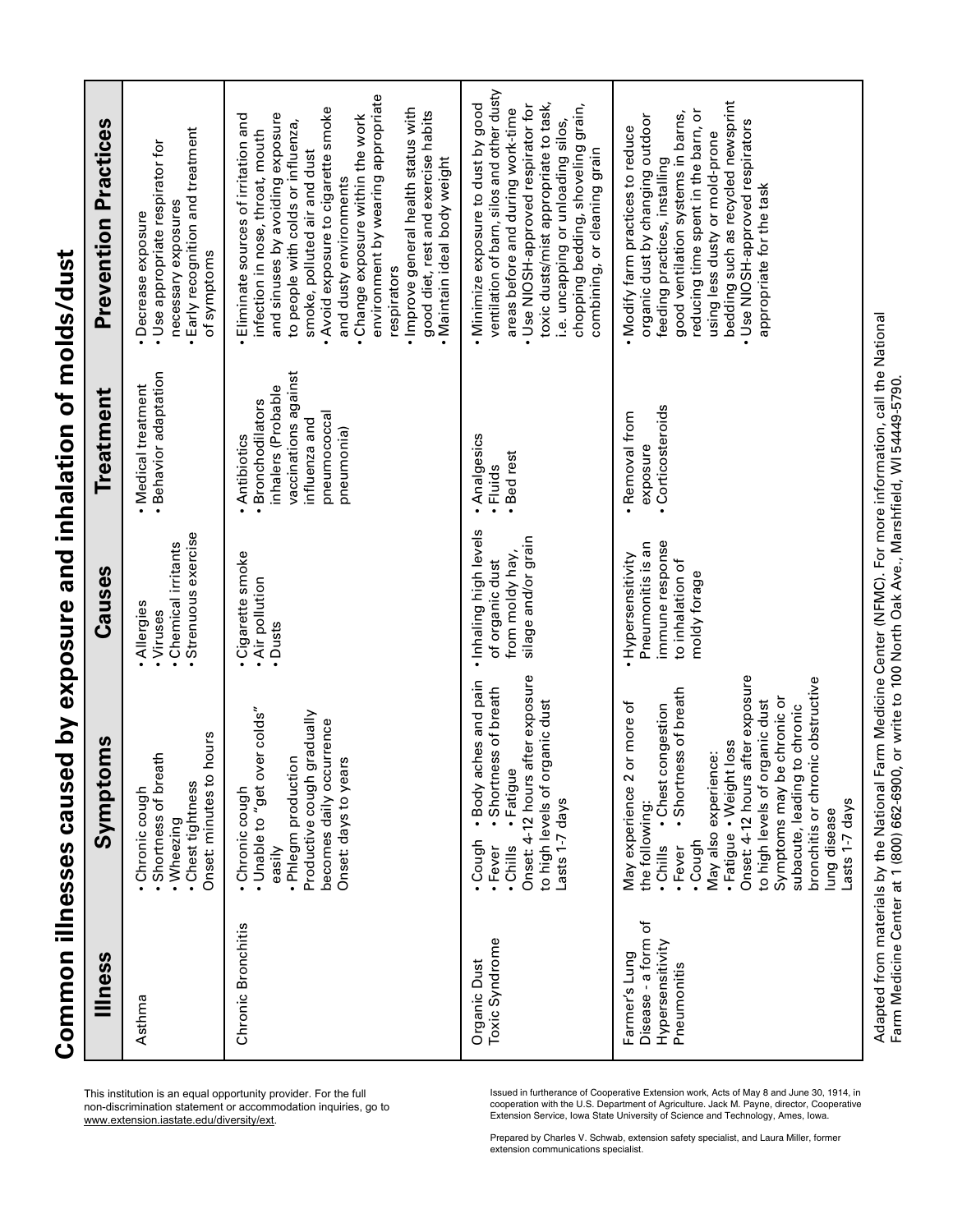# Common illnesses caused by exposure and inhalation of molds/dust

| Illness | Symptoms | Causes | Treatment | Prevention Practices |
| --- | --- | --- | --- | --- |
| Asthma | • Chronic cough<br>• Shortness of breath<br>• Wheezing<br>• Chest tightness<br>Onset: minutes to hours | • Allergies<br>• Viruses<br>• Chemical irritants<br>• Strenuous exercise | • Medical treatment<br>• Behavior adaptation | • Decrease exposure<br>• Use appropriate respirator for necessary exposures<br>• Early recognition and treatment of symptoms |
| Chronic Bronchitis | • Chronic cough<br>• Unable to "get over colds" easily<br>• Phlegm production<br>Productive cough gradually becomes daily occurrence<br>Onset: days to years | • Cigarette smoke<br>• Air pollution<br>• Dusts | • Antibiotics<br>• Bronchodilators inhalers (Probable vaccinations against influenza and pneumococcal pneumonia) | • Eliminate sources of irritation and infection in nose, throat, mouth and sinuses by avoiding exposure to people with colds or influenza, smoke, polluted air and dust<br>• Avoid exposure to cigarette smoke and dusty environments<br>• Change exposure within the work environment by wearing appropriate respirators<br>• Improve general health status with good diet, rest and exercise habits<br>• Maintain ideal body weight |
| Organic Dust Toxic Syndrome | • Cough • Body aches and pain<br>• Fever • Shortness of breath<br>• Chills • Fatigue<br>Onset: 4-12 hours after exposure to high levels of organic dust<br>Lasts 1-7 days | • Inhaling high levels of organic dust from moldy hay, silage and/or grain | • Analgesics<br>• Fluids<br>• Bed rest | • Minimize exposure to dust by good ventilation of barn, silos and other dusty areas before and during work-time<br>• Use NIOSH-approved respirator for toxic dusts/mist appropriate to task, i.e. uncapping or unloading silos, chopping bedding, shoveling grain, combining, or cleaning grain |
| Farmer's Lung Disease - a form of Hypersensitivity Pneumonitis | May experience 2 or more of the following:<br>• Chills • Chest congestion<br>• Fever • Shortness of breath<br>• Cough<br>May also experience:<br>• Fatigue • Weight loss<br>Onset: 4-12 hours after exposure to high levels of organic dust<br>Symptoms may be chronic or subacute, leading to chronic bronchitis or chronic obstructive lung disease<br>Lasts 1-7 days | • Hypersensitivity Pneumonitis is an immune response to inhalation of moldy forage | • Removal from exposure<br>• Corticosteroids | • Modify farm practices to reduce organic dust by changing outdoor feeding practices, installing good ventilation systems in barns, reducing time spent in the barn, or using less dusty or mold-prone bedding such as recycled newsprint<br>• Use NIOSH-approved respirators appropriate for the task |

Adapted from materials by the National Farm Medicine Center (NFMC). For more information, call the National Farm Medicine Center at 1 (800) 662-6900, or write to 100 North Oak Ave., Marshfield, WI 54449-5790.

This institution is an equal opportunity provider. For the full non-discrimination statement or accommodation inquiries, go to www.extension.iastate.edu/diversity/ext.

Issued in furtherance of Cooperative Extension work, Acts of May 8 and June 30, 1914, in cooperation with the U.S. Department of Agriculture. Jack M. Payne, director, Cooperative Extension Service, Iowa State University of Science and Technology, Ames, Iowa.

Prepared by Charles V. Schwab, extension safety specialist, and Laura Miller, former extension communications specialist.